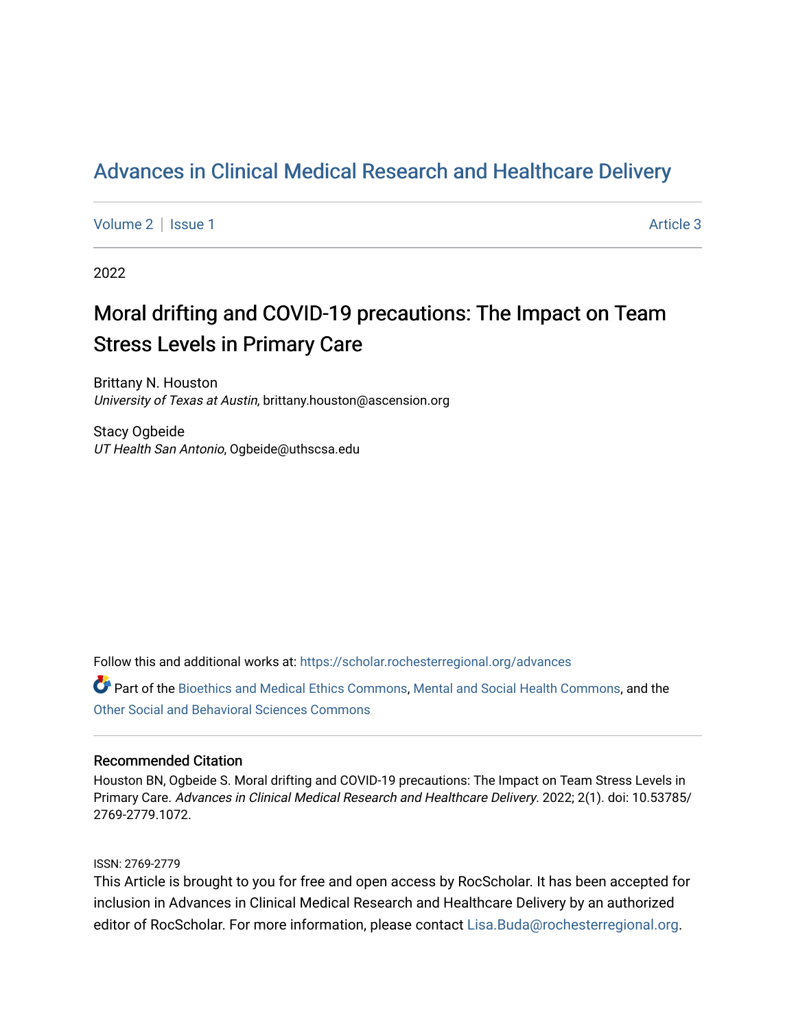# Advances in Clinical Medical Research and Healthcare Delivery

Volume 2 | Issue 1 Article 3

2022

## Moral drifting and COVID-19 precautions: The Impact on Team Stress Levels in Primary Care

Brittany N. Houston
*University of Texas at Austin*, brittany.houston@ascension.org

Stacy Ogbeide
*UT Health San Antonio*, Ogbeide@uthscsa.edu

Follow this and additional works at: https://scholar.rochesterregional.org/advances

Part of the Bioethics and Medical Ethics Commons, Mental and Social Health Commons, and the Other Social and Behavioral Sciences Commons

### Recommended Citation

Houston BN, Ogbeide S. Moral drifting and COVID-19 precautions: The Impact on Team Stress Levels in Primary Care. *Advances in Clinical Medical Research and Healthcare Delivery*. 2022; 2(1). doi: 10.53785/2769-2779.1072.

ISSN: 2769-2779

This Article is brought to you for free and open access by RocScholar. It has been accepted for inclusion in Advances in Clinical Medical Research and Healthcare Delivery by an authorized editor of RocScholar. For more information, please contact Lisa.Buda@rochesterregional.org.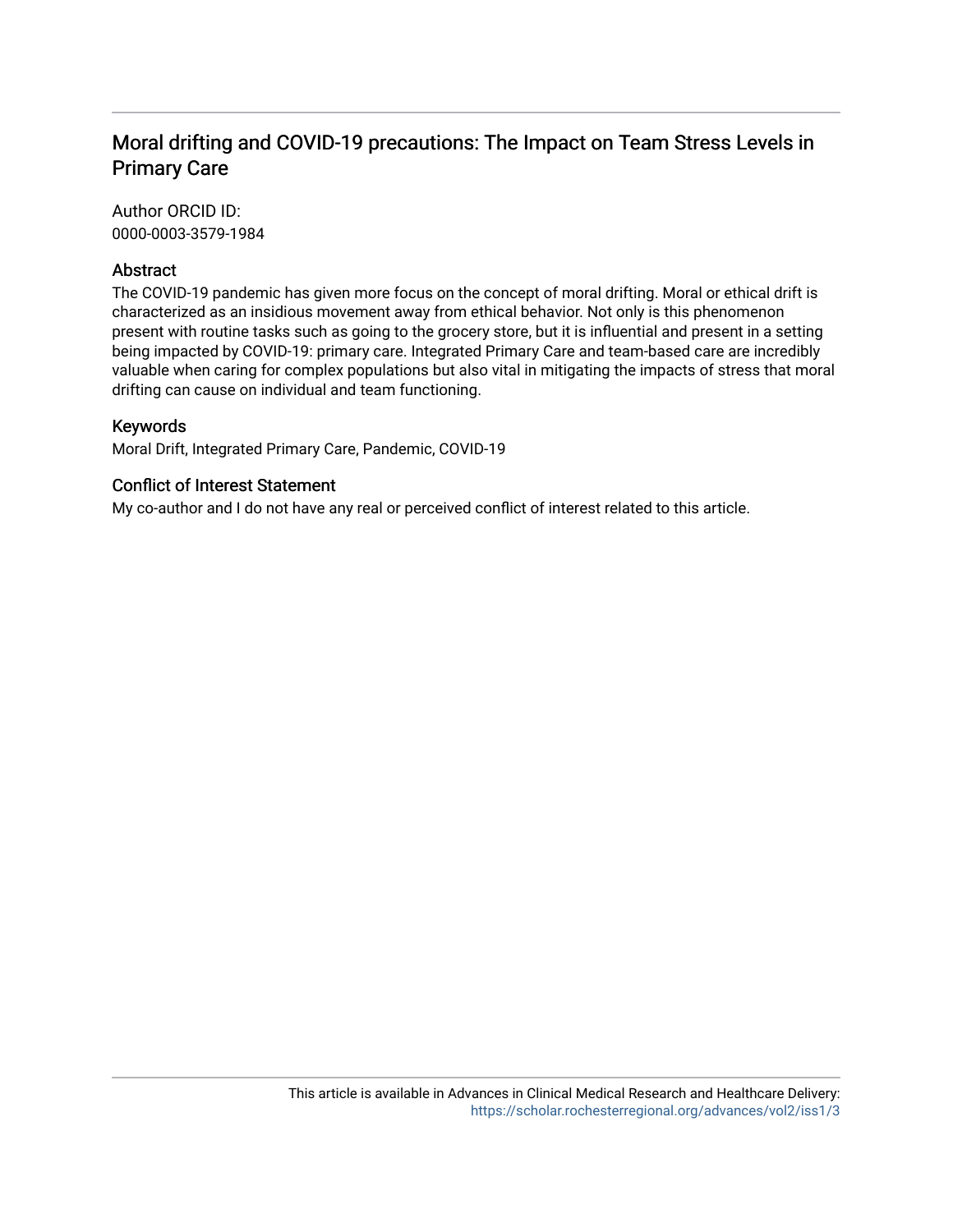# Moral drifting and COVID-19 precautions: The Impact on Team Stress Levels in Primary Care

## Author ORCID ID:

0000-0003-3579-1984

## Abstract

The COVID-19 pandemic has given more focus on the concept of moral drifting. Moral or ethical drift is characterized as an insidious movement away from ethical behavior. Not only is this phenomenon present with routine tasks such as going to the grocery store, but it is influential and present in a setting being impacted by COVID-19: primary care. Integrated Primary Care and team-based care are incredibly valuable when caring for complex populations but also vital in mitigating the impacts of stress that moral drifting can cause on individual and team functioning.

## Keywords

Moral Drift, Integrated Primary Care, Pandemic, COVID-19

## Conflict of Interest Statement

My co-author and I do not have any real or perceived conflict of interest related to this article.

This article is available in Advances in Clinical Medical Research and Healthcare Delivery: https://scholar.rochesterregional.org/advances/vol2/iss1/3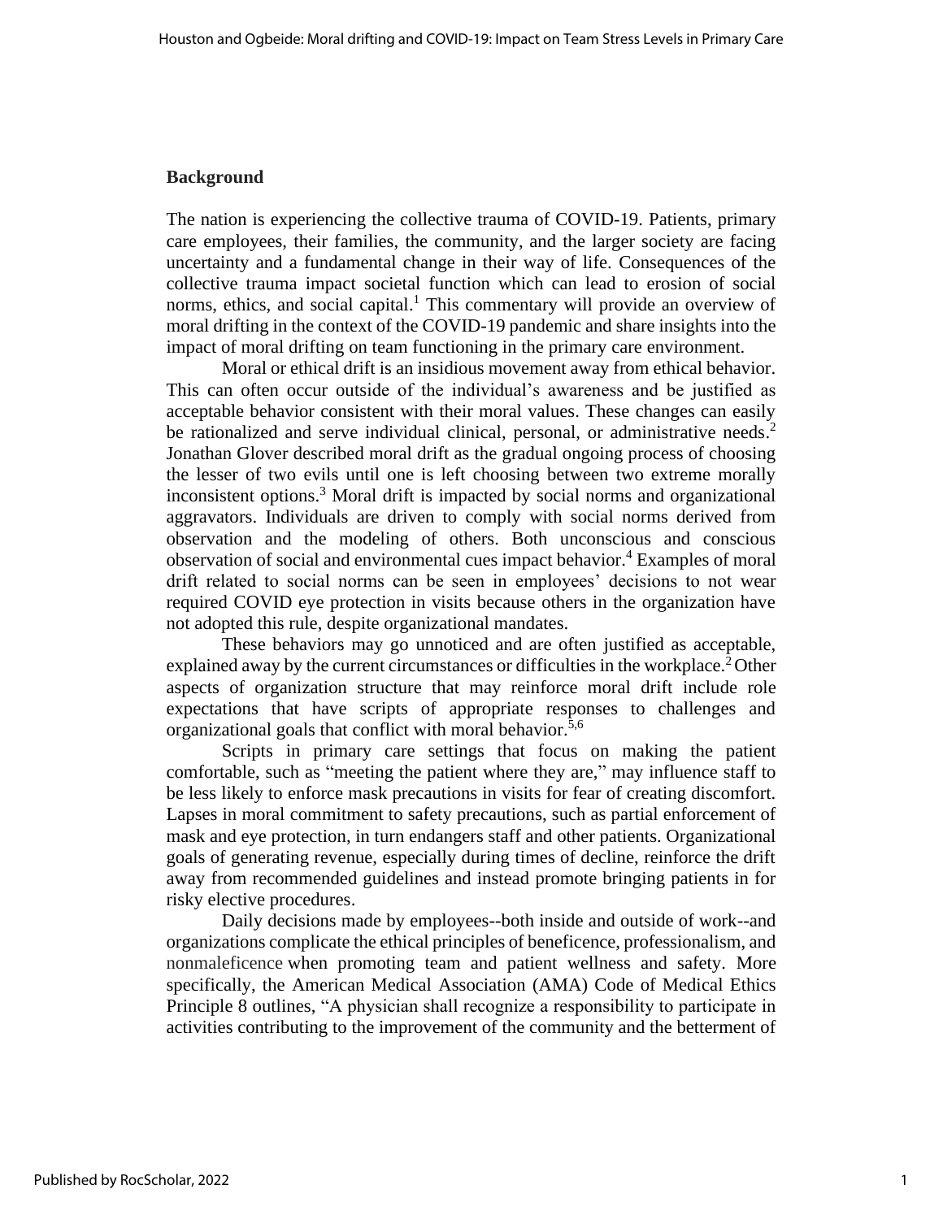## Background

The nation is experiencing the collective trauma of COVID-19. Patients, primary care employees, their families, the community, and the larger society are facing uncertainty and a fundamental change in their way of life. Consequences of the collective trauma impact societal function which can lead to erosion of social norms, ethics, and social capital.[1] This commentary will provide an overview of moral drifting in the context of the COVID-19 pandemic and share insights into the impact of moral drifting on team functioning in the primary care environment.

Moral or ethical drift is an insidious movement away from ethical behavior. This can often occur outside of the individual's awareness and be justified as acceptable behavior consistent with their moral values. These changes can easily be rationalized and serve individual clinical, personal, or administrative needs.[2] Jonathan Glover described moral drift as the gradual ongoing process of choosing the lesser of two evils until one is left choosing between two extreme morally inconsistent options.[3] Moral drift is impacted by social norms and organizational aggravators. Individuals are driven to comply with social norms derived from observation and the modeling of others. Both unconscious and conscious observation of social and environmental cues impact behavior.[4] Examples of moral drift related to social norms can be seen in employees' decisions to not wear required COVID eye protection in visits because others in the organization have not adopted this rule, despite organizational mandates.

These behaviors may go unnoticed and are often justified as acceptable, explained away by the current circumstances or difficulties in the workplace.[2] Other aspects of organization structure that may reinforce moral drift include role expectations that have scripts of appropriate responses to challenges and organizational goals that conflict with moral behavior.[5,6]

Scripts in primary care settings that focus on making the patient comfortable, such as "meeting the patient where they are," may influence staff to be less likely to enforce mask precautions in visits for fear of creating discomfort. Lapses in moral commitment to safety precautions, such as partial enforcement of mask and eye protection, in turn endangers staff and other patients. Organizational goals of generating revenue, especially during times of decline, reinforce the drift away from recommended guidelines and instead promote bringing patients in for risky elective procedures.

Daily decisions made by employees--both inside and outside of work--and organizations complicate the ethical principles of beneficence, professionalism, and nonmaleficence when promoting team and patient wellness and safety. More specifically, the American Medical Association (AMA) Code of Medical Ethics Principle 8 outlines, "A physician shall recognize a responsibility to participate in activities contributing to the improvement of the community and the betterment of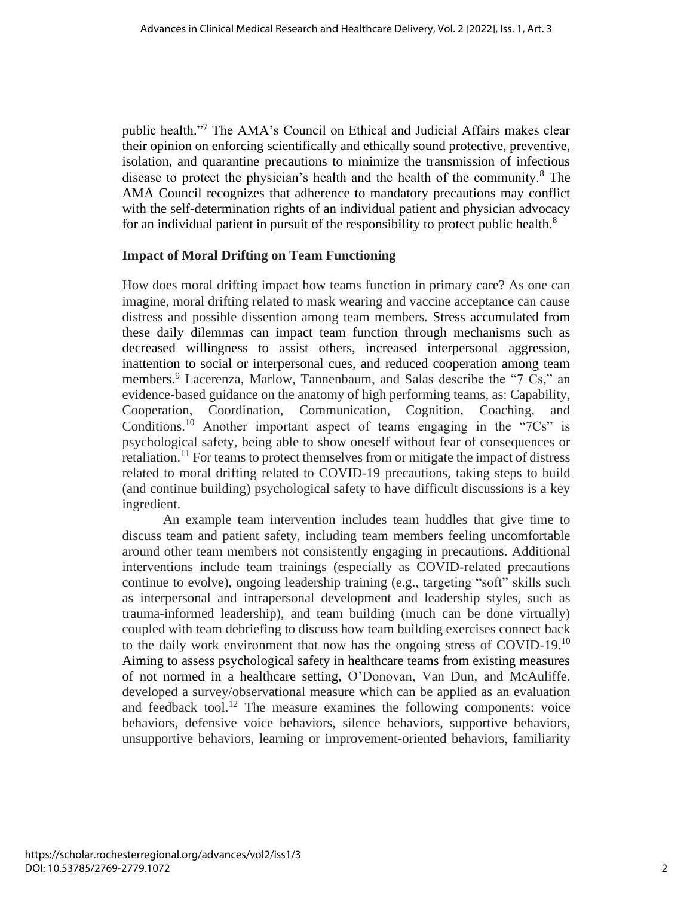public health."[7] The AMA's Council on Ethical and Judicial Affairs makes clear their opinion on enforcing scientifically and ethically sound protective, preventive, isolation, and quarantine precautions to minimize the transmission of infectious disease to protect the physician's health and the health of the community.[8] The AMA Council recognizes that adherence to mandatory precautions may conflict with the self-determination rights of an individual patient and physician advocacy for an individual patient in pursuit of the responsibility to protect public health.[8]

## Impact of Moral Drifting on Team Functioning

How does moral drifting impact how teams function in primary care? As one can imagine, moral drifting related to mask wearing and vaccine acceptance can cause distress and possible dissention among team members. Stress accumulated from these daily dilemmas can impact team function through mechanisms such as decreased willingness to assist others, increased interpersonal aggression, inattention to social or interpersonal cues, and reduced cooperation among team members.[9] Lacerenza, Marlow, Tannenbaum, and Salas describe the "7 Cs," an evidence-based guidance on the anatomy of high performing teams, as: Capability, Cooperation, Coordination, Communication, Cognition, Coaching, and Conditions.[10] Another important aspect of teams engaging in the "7Cs" is psychological safety, being able to show oneself without fear of consequences or retaliation.[11] For teams to protect themselves from or mitigate the impact of distress related to moral drifting related to COVID-19 precautions, taking steps to build (and continue building) psychological safety to have difficult discussions is a key ingredient.

An example team intervention includes team huddles that give time to discuss team and patient safety, including team members feeling uncomfortable around other team members not consistently engaging in precautions. Additional interventions include team trainings (especially as COVID-related precautions continue to evolve), ongoing leadership training (e.g., targeting "soft" skills such as interpersonal and intrapersonal development and leadership styles, such as trauma-informed leadership), and team building (much can be done virtually) coupled with team debriefing to discuss how team building exercises connect back to the daily work environment that now has the ongoing stress of COVID-19.[10] Aiming to assess psychological safety in healthcare teams from existing measures of not normed in a healthcare setting, O'Donovan, Van Dun, and McAuliffe. developed a survey/observational measure which can be applied as an evaluation and feedback tool.[12] The measure examines the following components: voice behaviors, defensive voice behaviors, silence behaviors, supportive behaviors, unsupportive behaviors, learning or improvement-oriented behaviors, familiarity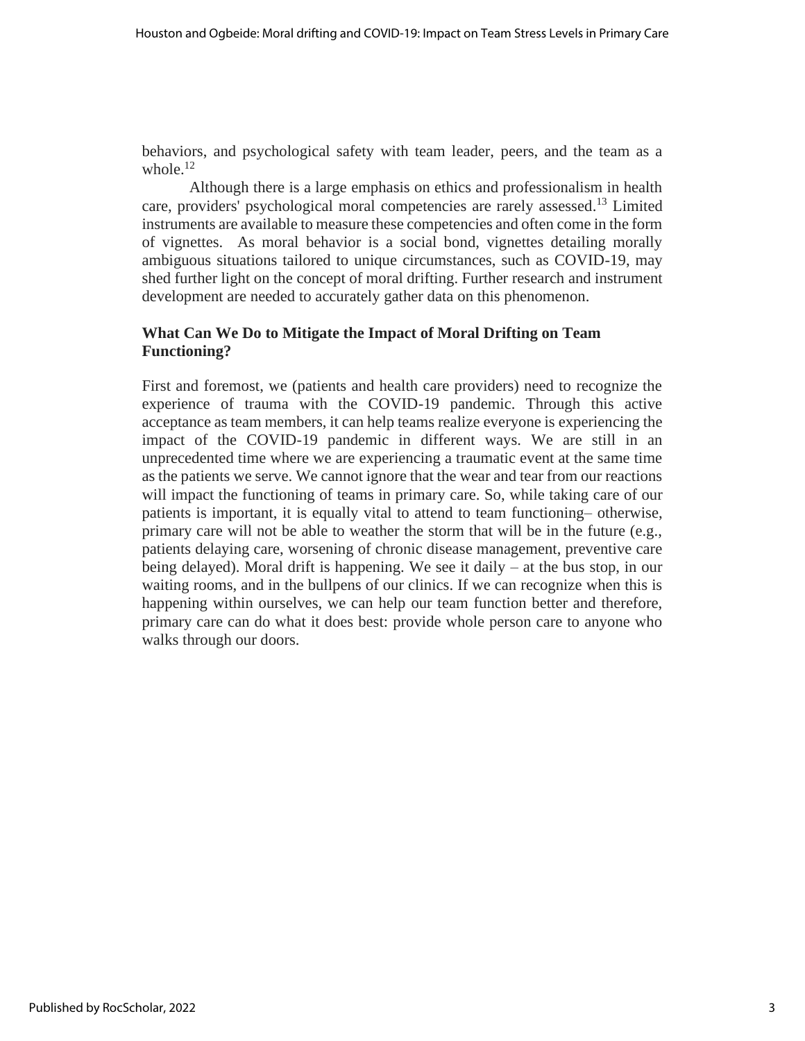behaviors, and psychological safety with team leader, peers, and the team as a whole.[12]

Although there is a large emphasis on ethics and professionalism in health care, providers' psychological moral competencies are rarely assessed.[13] Limited instruments are available to measure these competencies and often come in the form of vignettes. As moral behavior is a social bond, vignettes detailing morally ambiguous situations tailored to unique circumstances, such as COVID-19, may shed further light on the concept of moral drifting. Further research and instrument development are needed to accurately gather data on this phenomenon.

## What Can We Do to Mitigate the Impact of Moral Drifting on Team Functioning?

First and foremost, we (patients and health care providers) need to recognize the experience of trauma with the COVID-19 pandemic. Through this active acceptance as team members, it can help teams realize everyone is experiencing the impact of the COVID-19 pandemic in different ways. We are still in an unprecedented time where we are experiencing a traumatic event at the same time as the patients we serve. We cannot ignore that the wear and tear from our reactions will impact the functioning of teams in primary care. So, while taking care of our patients is important, it is equally vital to attend to team functioning– otherwise, primary care will not be able to weather the storm that will be in the future (e.g., patients delaying care, worsening of chronic disease management, preventive care being delayed). Moral drift is happening. We see it daily – at the bus stop, in our waiting rooms, and in the bullpens of our clinics. If we can recognize when this is happening within ourselves, we can help our team function better and therefore, primary care can do what it does best: provide whole person care to anyone who walks through our doors.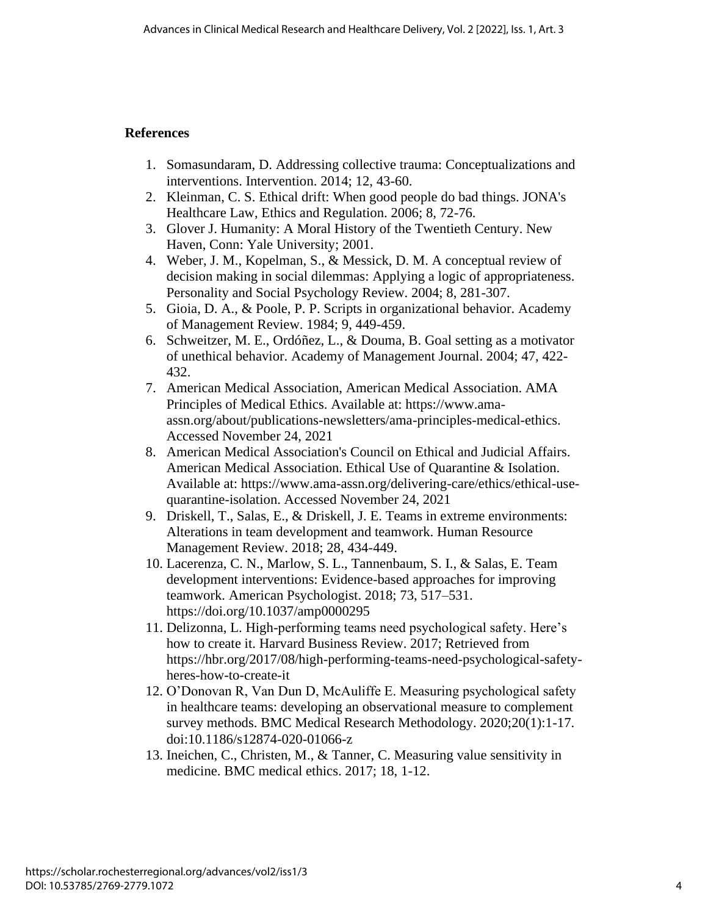## References

1. Somasundaram, D. Addressing collective trauma: Conceptualizations and interventions. Intervention. 2014; 12, 43-60.
2. Kleinman, C. S. Ethical drift: When good people do bad things. JONA's Healthcare Law, Ethics and Regulation. 2006; 8, 72-76.
3. Glover J. Humanity: A Moral History of the Twentieth Century. New Haven, Conn: Yale University; 2001.
4. Weber, J. M., Kopelman, S., & Messick, D. M. A conceptual review of decision making in social dilemmas: Applying a logic of appropriateness. Personality and Social Psychology Review. 2004; 8, 281-307.
5. Gioia, D. A., & Poole, P. P. Scripts in organizational behavior. Academy of Management Review. 1984; 9, 449-459.
6. Schweitzer, M. E., Ordóñez, L., & Douma, B. Goal setting as a motivator of unethical behavior. Academy of Management Journal. 2004; 47, 422-432.
7. American Medical Association, American Medical Association. AMA Principles of Medical Ethics. Available at: https://www.ama-assn.org/about/publications-newsletters/ama-principles-medical-ethics. Accessed November 24, 2021
8. American Medical Association's Council on Ethical and Judicial Affairs. American Medical Association. Ethical Use of Quarantine & Isolation. Available at: https://www.ama-assn.org/delivering-care/ethics/ethical-use-quarantine-isolation. Accessed November 24, 2021
9. Driskell, T., Salas, E., & Driskell, J. E. Teams in extreme environments: Alterations in team development and teamwork. Human Resource Management Review. 2018; 28, 434-449.
10. Lacerenza, C. N., Marlow, S. L., Tannenbaum, S. I., & Salas, E. Team development interventions: Evidence-based approaches for improving teamwork. American Psychologist. 2018; 73, 517–531. https://doi.org/10.1037/amp0000295
11. Delizonna, L. High-performing teams need psychological safety. Here's how to create it. Harvard Business Review. 2017; Retrieved from https://hbr.org/2017/08/high-performing-teams-need-psychological-safety-heres-how-to-create-it
12. O'Donovan R, Van Dun D, McAuliffe E. Measuring psychological safety in healthcare teams: developing an observational measure to complement survey methods. BMC Medical Research Methodology. 2020;20(1):1-17. doi:10.1186/s12874-020-01066-z
13. Ineichen, C., Christen, M., & Tanner, C. Measuring value sensitivity in medicine. BMC medical ethics. 2017; 18, 1-12.